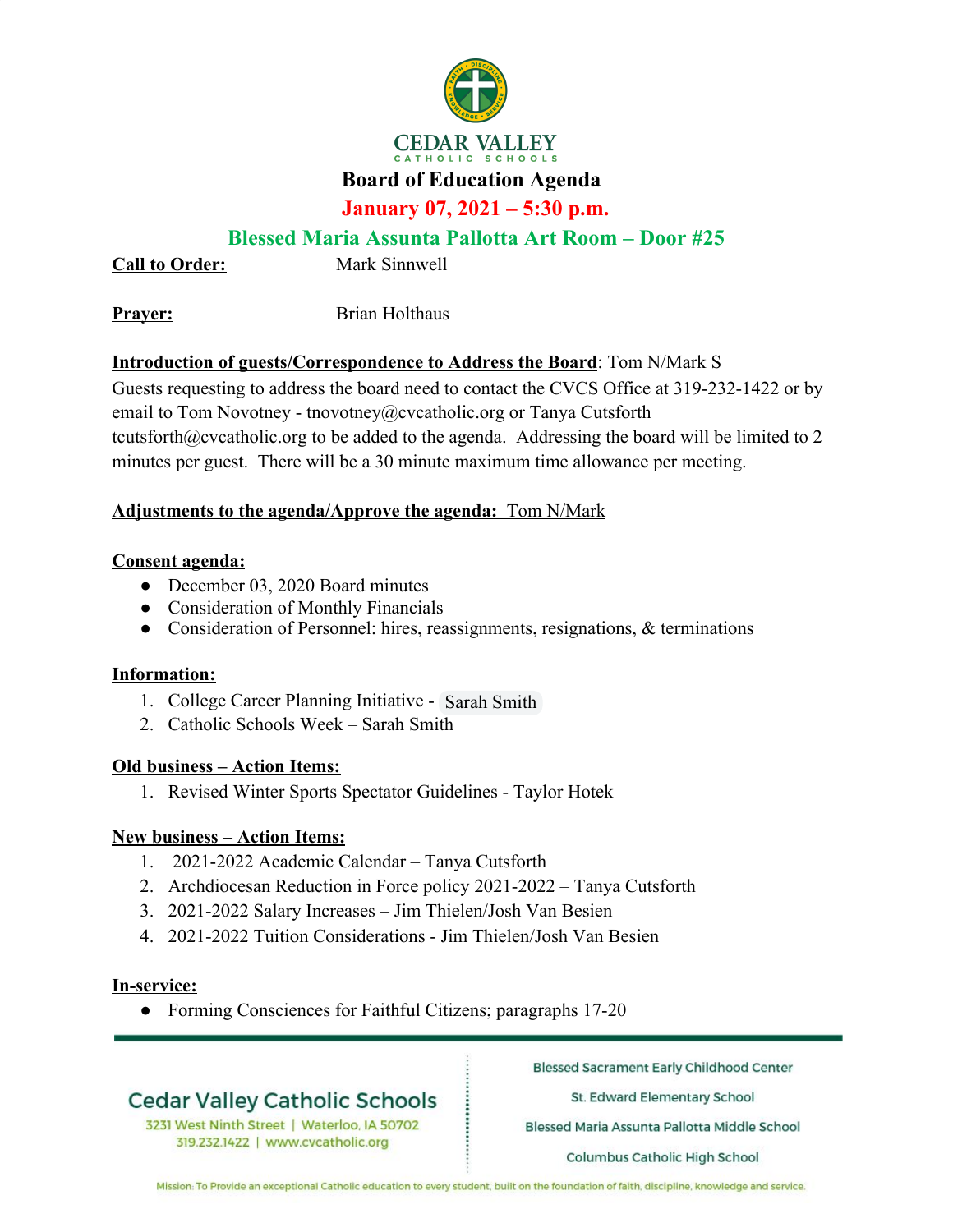CEDAR VALLEY
CATHOLIC SCHOOLS

# Board of Education Agenda

## January 07, 2021 – 5:30 p.m.

## Blessed Maria Assunta Pallotta Art Room – Door #25

**Call to Order:** Mark Sinnwell

**Prayer:** Brian Holthaus

**Introduction of guests/Correspondence to Address the Board**: Tom N/Mark S
Guests requesting to address the board need to contact the CVCS Office at 319-232-1422 or by email to Tom Novotney - tnovotney@cvcatholic.org or Tanya Cutsforth tcutsforth@cvcatholic.org to be added to the agenda. Addressing the board will be limited to 2 minutes per guest. There will be a 30 minute maximum time allowance per meeting.

**Adjustments to the agenda/Approve the agenda:** Tom N/Mark

**Consent agenda:**

- December 03, 2020 Board minutes
- Consideration of Monthly Financials
- Consideration of Personnel: hires, reassignments, resignations, & terminations

**Information:**

1. College Career Planning Initiative - Sarah Smith
2. Catholic Schools Week – Sarah Smith

**Old business – Action Items:**

1. Revised Winter Sports Spectator Guidelines - Taylor Hotek

**New business – Action Items:**

1. 2021-2022 Academic Calendar – Tanya Cutsforth
2. Archdiocesan Reduction in Force policy 2021-2022 – Tanya Cutsforth
3. 2021-2022 Salary Increases – Jim Thielen/Josh Van Besien
4. 2021-2022 Tuition Considerations - Jim Thielen/Josh Van Besien

**In-service:**

- Forming Consciences for Faithful Citizens; paragraphs 17-20

Cedar Valley Catholic Schools
3231 West Ninth Street | Waterloo, IA 50702
319.232.1422 | www.cvcatholic.org

Blessed Sacrament Early Childhood Center
St. Edward Elementary School
Blessed Maria Assunta Pallotta Middle School
Columbus Catholic High School

Mission: To Provide an exceptional Catholic education to every student, built on the foundation of faith, discipline, knowledge and service.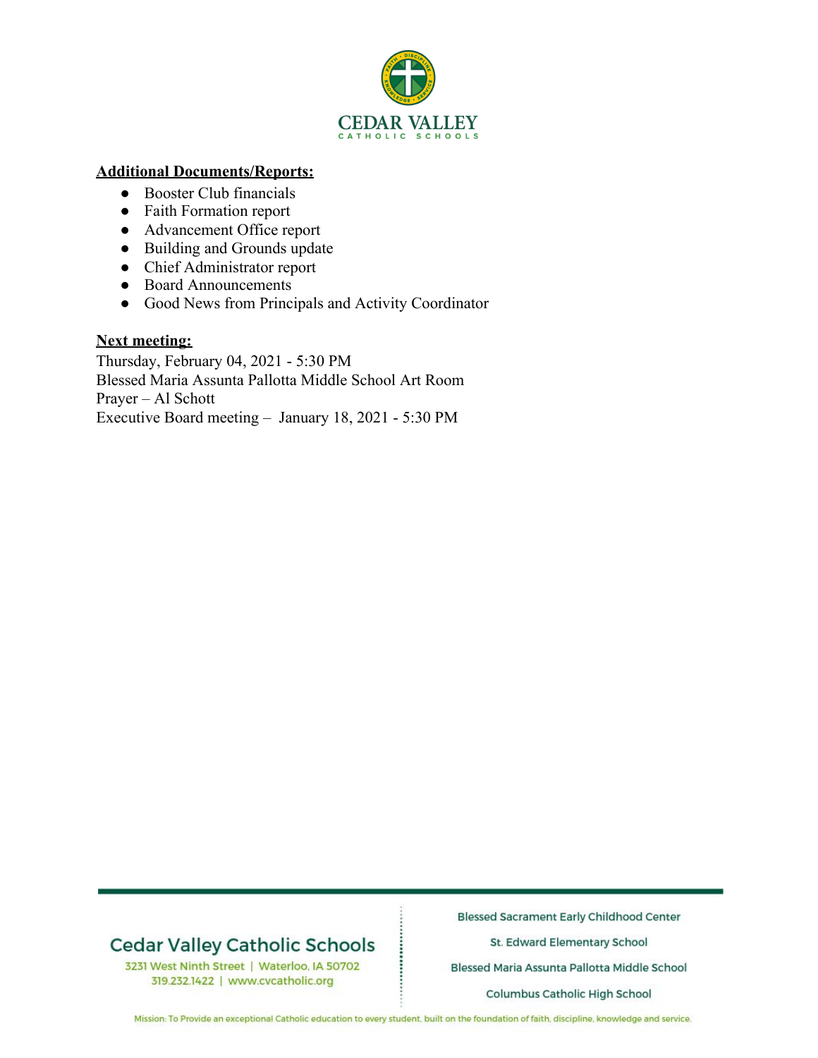**Additional Documents/Reports:**

- Booster Club financials
- Faith Formation report
- Advancement Office report
- Building and Grounds update
- Chief Administrator report
- Board Announcements
- Good News from Principals and Activity Coordinator

**Next meeting:**

Thursday, February 04, 2021 - 5:30 PM
Blessed Maria Assunta Pallotta Middle School Art Room
Prayer – Al Schott
Executive Board meeting – January 18, 2021 - 5:30 PM